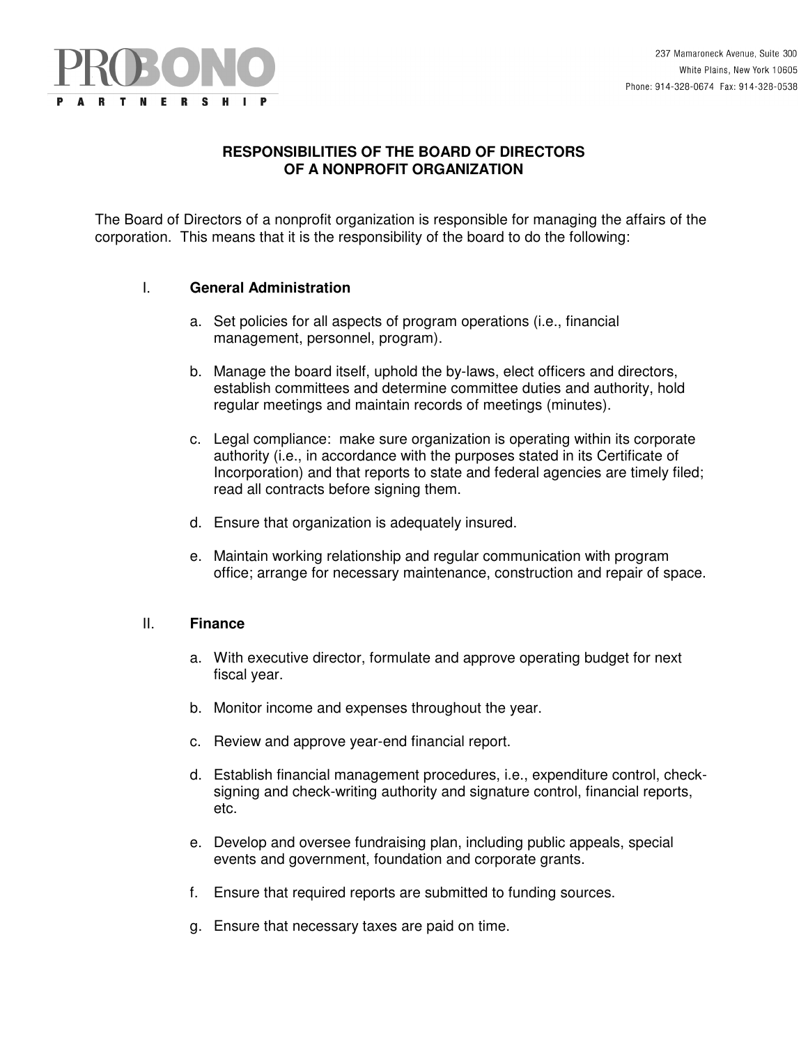PRO BONO PARTNERSHIP

237 Mamaroneck Avenue, Suite 300
White Plains, New York 10605
Phone: 914-328-0674 Fax: 914-328-0538

# RESPONSIBILITIES OF THE BOARD OF DIRECTORS OF A NONPROFIT ORGANIZATION

The Board of Directors of a nonprofit organization is responsible for managing the affairs of the corporation. This means that it is the responsibility of the board to do the following:

## I. General Administration

a. Set policies for all aspects of program operations (i.e., financial management, personnel, program).

b. Manage the board itself, uphold the by-laws, elect officers and directors, establish committees and determine committee duties and authority, hold regular meetings and maintain records of meetings (minutes).

c. Legal compliance: make sure organization is operating within its corporate authority (i.e., in accordance with the purposes stated in its Certificate of Incorporation) and that reports to state and federal agencies are timely filed; read all contracts before signing them.

d. Ensure that organization is adequately insured.

e. Maintain working relationship and regular communication with program office; arrange for necessary maintenance, construction and repair of space.

## II. Finance

a. With executive director, formulate and approve operating budget for next fiscal year.

b. Monitor income and expenses throughout the year.

c. Review and approve year-end financial report.

d. Establish financial management procedures, i.e., expenditure control, check-signing and check-writing authority and signature control, financial reports, etc.

e. Develop and oversee fundraising plan, including public appeals, special events and government, foundation and corporate grants.

f. Ensure that required reports are submitted to funding sources.

g. Ensure that necessary taxes are paid on time.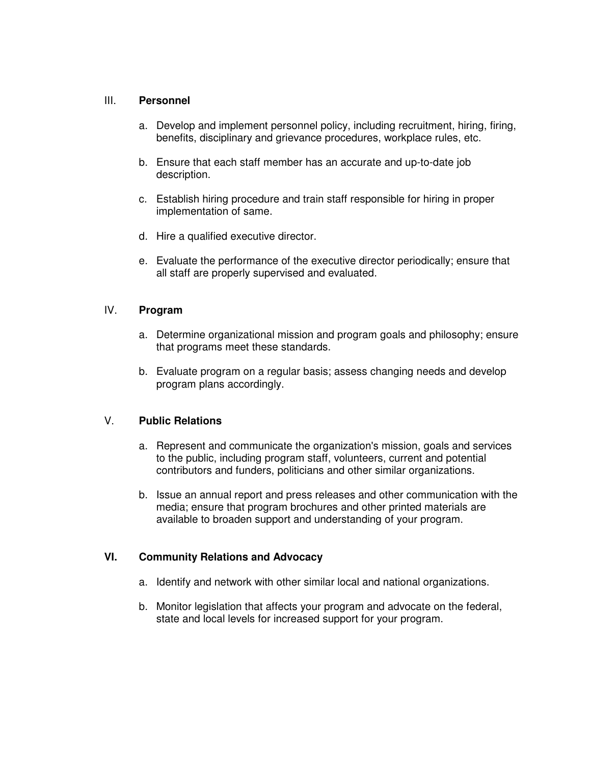## III. **Personnel**

a. Develop and implement personnel policy, including recruitment, hiring, firing, benefits, disciplinary and grievance procedures, workplace rules, etc.

b. Ensure that each staff member has an accurate and up-to-date job description.

c. Establish hiring procedure and train staff responsible for hiring in proper implementation of same.

d. Hire a qualified executive director.

e. Evaluate the performance of the executive director periodically; ensure that all staff are properly supervised and evaluated.

## IV. **Program**

a. Determine organizational mission and program goals and philosophy; ensure that programs meet these standards.

b. Evaluate program on a regular basis; assess changing needs and develop program plans accordingly.

## V. **Public Relations**

a. Represent and communicate the organization's mission, goals and services to the public, including program staff, volunteers, current and potential contributors and funders, politicians and other similar organizations.

b. Issue an annual report and press releases and other communication with the media; ensure that program brochures and other printed materials are available to broaden support and understanding of your program.

## **VI. Community Relations and Advocacy**

a. Identify and network with other similar local and national organizations.

b. Monitor legislation that affects your program and advocate on the federal, state and local levels for increased support for your program.